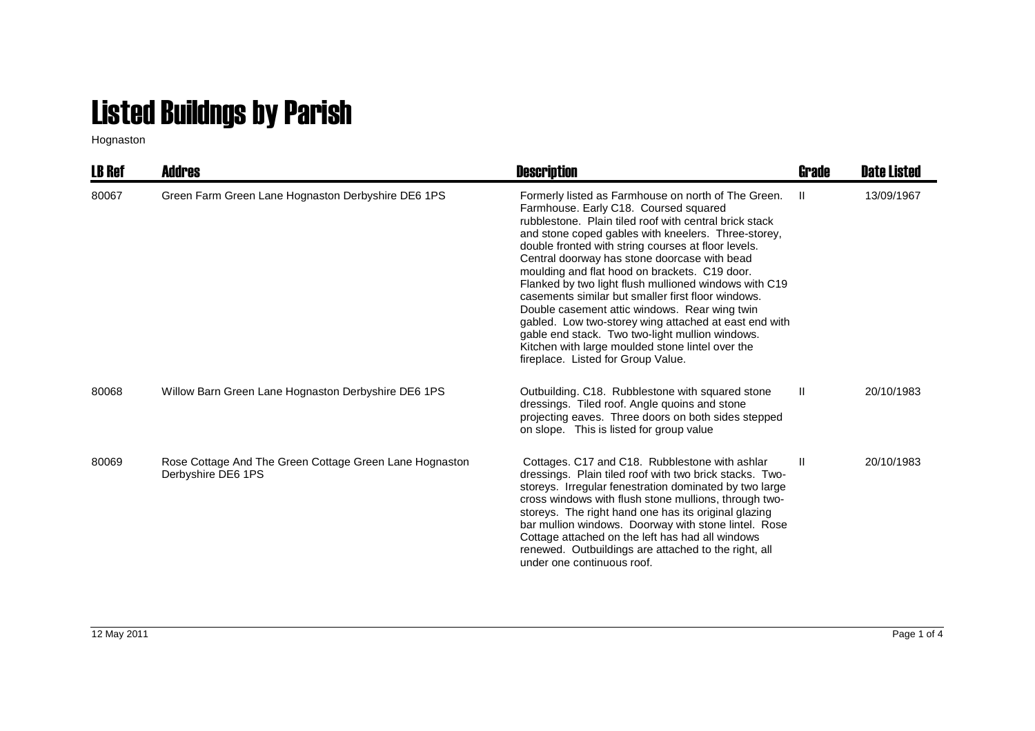# Listed Buildngs by Parish

Hognaston

| LB Ref | Addres | Description | Grade | Date Listed |
|---|---|---|---|---|
| 80067 | Green Farm Green Lane Hognaston Derbyshire DE6 1PS | Formerly listed as Farmhouse on north of The Green. Farmhouse. Early C18. Coursed squared rubblestone. Plain tiled roof with central brick stack and stone coped gables with kneelers. Three-storey, double fronted with string courses at floor levels. Central doorway has stone doorcase with bead moulding and flat hood on brackets. C19 door. Flanked by two light flush mullioned windows with C19 casements similar but smaller first floor windows. Double casement attic windows. Rear wing twin gabled. Low two-storey wing attached at east end with gable end stack. Two two-light mullion windows. Kitchen with large moulded stone lintel over the fireplace. Listed for Group Value. | II | 13/09/1967 |
| 80068 | Willow Barn Green Lane Hognaston Derbyshire DE6 1PS | Outbuilding. C18. Rubblestone with squared stone dressings. Tiled roof. Angle quoins and stone projecting eaves. Three doors on both sides stepped on slope. This is listed for group value | II | 20/10/1983 |
| 80069 | Rose Cottage And The Green Cottage Green Lane Hognaston Derbyshire DE6 1PS | Cottages. C17 and C18. Rubblestone with ashlar dressings. Plain tiled roof with two brick stacks. Two-storeys. Irregular fenestration dominated by two large cross windows with flush stone mullions, through two-storeys. The right hand one has its original glazing bar mullion windows. Doorway with stone lintel. Rose Cottage attached on the left has had all windows renewed. Outbuildings are attached to the right, all under one continuous roof. | II | 20/10/1983 |

12 May 2011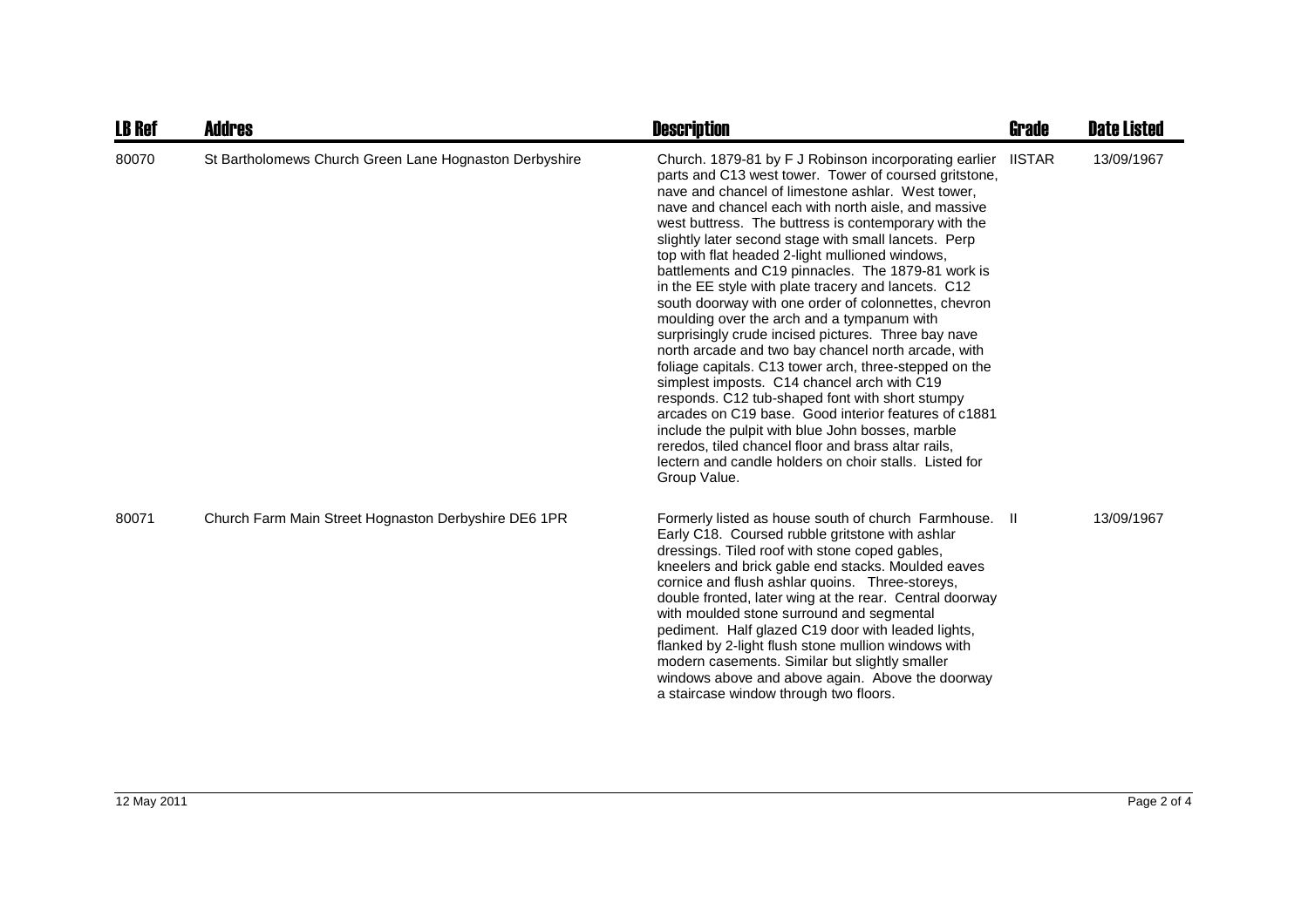| LB Ref | Addres | Description | Grade | Date Listed |
| --- | --- | --- | --- | --- |
| 80070 | St Bartholomews Church Green Lane Hognaston Derbyshire | Church. 1879-81 by F J Robinson incorporating earlier parts and C13 west tower. Tower of coursed gritstone, nave and chancel of limestone ashlar. West tower, nave and chancel each with north aisle, and massive west buttress. The buttress is contemporary with the slightly later second stage with small lancets. Perp top with flat headed 2-light mullioned windows, battlements and C19 pinnacles. The 1879-81 work is in the EE style with plate tracery and lancets. C12 south doorway with one order of colonnettes, chevron moulding over the arch and a tympanum with surprisingly crude incised pictures. Three bay nave north arcade and two bay chancel north arcade, with foliage capitals. C13 tower arch, three-stepped on the simplest imposts. C14 chancel arch with C19 responds. C12 tub-shaped font with short stumpy arcades on C19 base. Good interior features of c1881 include the pulpit with blue John bosses, marble reredos, tiled chancel floor and brass altar rails, lectern and candle holders on choir stalls. Listed for Group Value. | IISTAR | 13/09/1967 |
| 80071 | Church Farm Main Street Hognaston Derbyshire DE6 1PR | Formerly listed as house south of church Farmhouse. Early C18. Coursed rubble gritstone with ashlar dressings. Tiled roof with stone coped gables, kneelers and brick gable end stacks. Moulded eaves cornice and flush ashlar quoins. Three-storeys, double fronted, later wing at the rear. Central doorway with moulded stone surround and segmental pediment. Half glazed C19 door with leaded lights, flanked by 2-light flush stone mullion windows with modern casements. Similar but slightly smaller windows above and above again. Above the doorway a staircase window through two floors. | II | 13/09/1967 |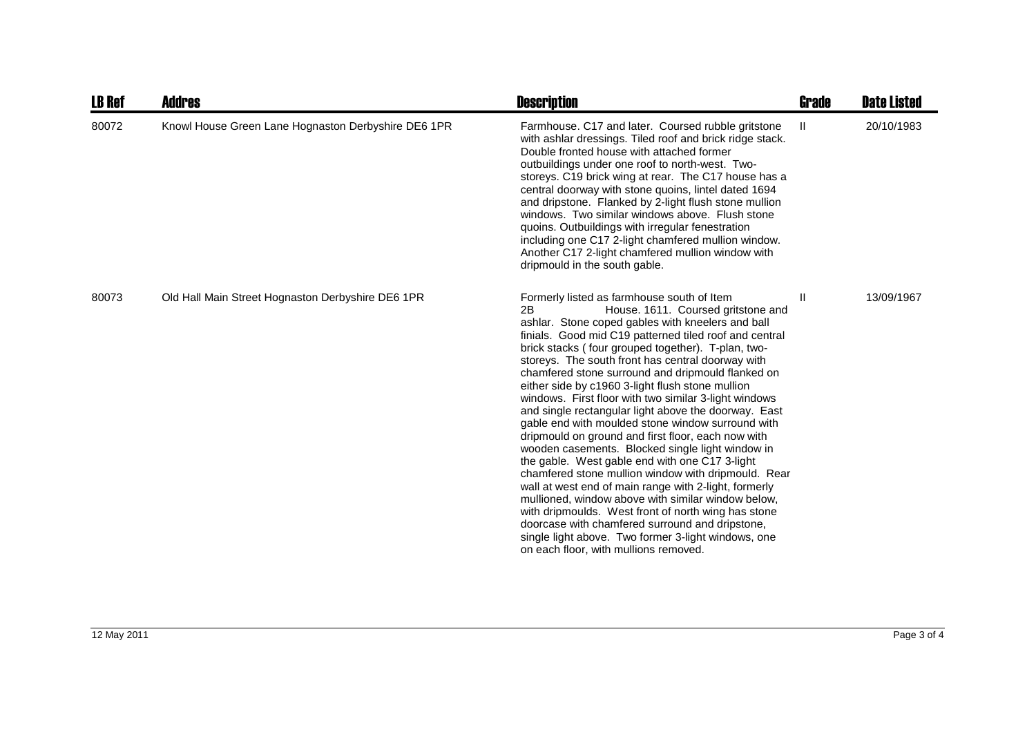| LB Ref | Addres | Description | Grade | Date Listed |
|---|---|---|---|---|
| 80072 | Knowl House Green Lane Hognaston Derbyshire DE6 1PR | Farmhouse. C17 and later. Coursed rubble gritstone with ashlar dressings. Tiled roof and brick ridge stack. Double fronted house with attached former outbuildings under one roof to north-west. Two-storeys. C19 brick wing at rear. The C17 house has a central doorway with stone quoins, lintel dated 1694 and dripstone. Flanked by 2-light flush stone mullion windows. Two similar windows above. Flush stone quoins. Outbuildings with irregular fenestration including one C17 2-light chamfered mullion window. Another C17 2-light chamfered mullion window with dripmould in the south gable. | II | 20/10/1983 |
| 80073 | Old Hall Main Street Hognaston Derbyshire DE6 1PR | Formerly listed as farmhouse south of Item 2B House. 1611. Coursed gritstone and ashlar. Stone coped gables with kneelers and ball finials. Good mid C19 patterned tiled roof and central brick stacks ( four grouped together). T-plan, two-storeys. The south front has central doorway with chamfered stone surround and dripmould flanked on either side by c1960 3-light flush stone mullion windows. First floor with two similar 3-light windows and single rectangular light above the doorway. East gable end with moulded stone window surround with dripmould on ground and first floor, each now with wooden casements. Blocked single light window in the gable. West gable end with one C17 3-light chamfered stone mullion window with dripmould. Rear wall at west end of main range with 2-light, formerly mullioned, window above with similar window below, with dripmoulds. West front of north wing has stone doorcase with chamfered surround and dripstone, single light above. Two former 3-light windows, one on each floor, with mullions removed. | II | 13/09/1967 |

12 May 2011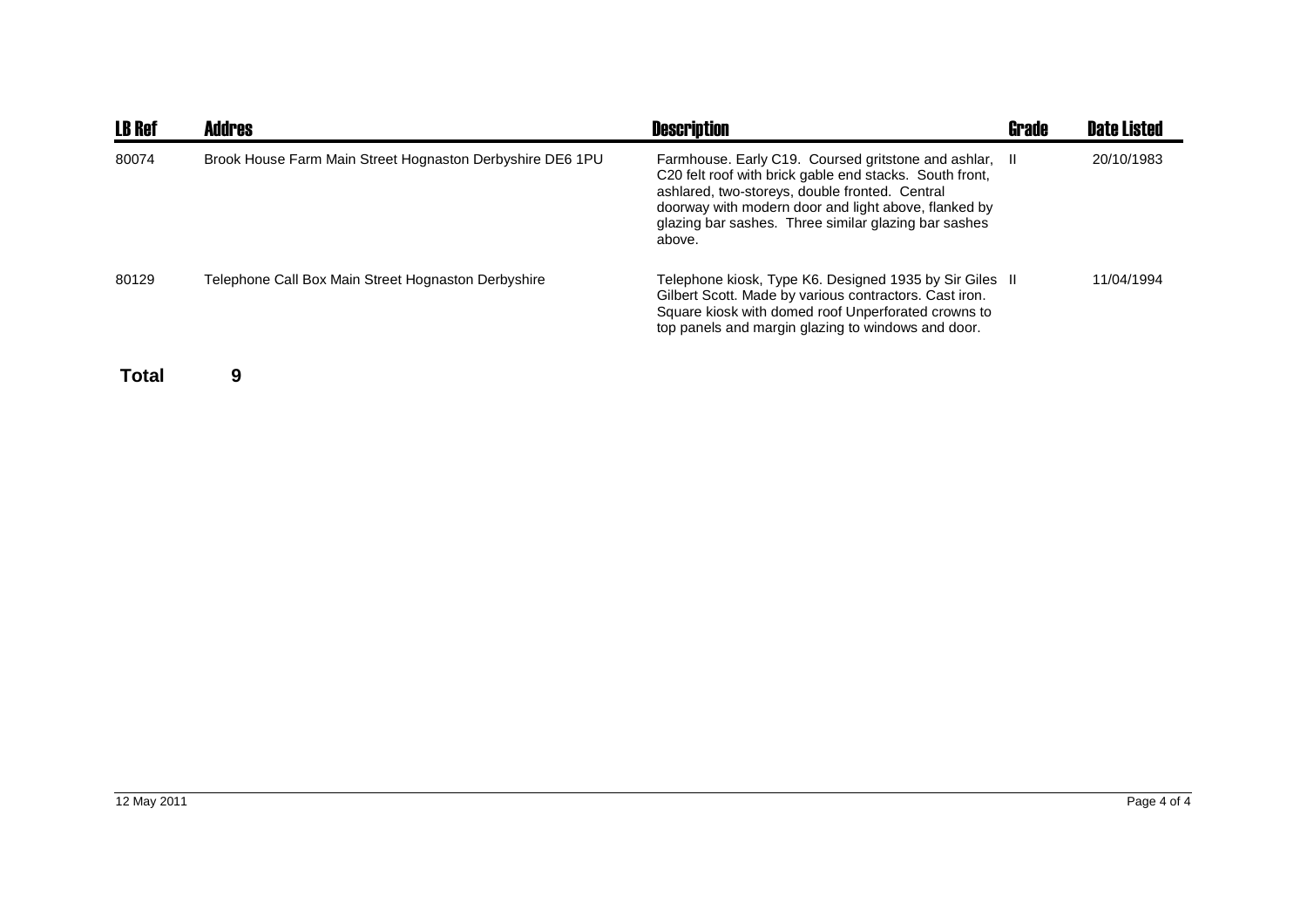| LB Ref | Addres | Description | Grade | Date Listed |
|---|---|---|---|---|
| 80074 | Brook House Farm Main Street Hognaston Derbyshire DE6 1PU | Farmhouse. Early C19. Coursed gritstone and ashlar, C20 felt roof with brick gable end stacks. South front, ashlared, two-storeys, double fronted. Central doorway with modern door and light above, flanked by glazing bar sashes. Three similar glazing bar sashes above. | II | 20/10/1983 |
| 80129 | Telephone Call Box Main Street Hognaston Derbyshire | Telephone kiosk, Type K6. Designed 1935 by Sir Giles Gilbert Scott. Made by various contractors. Cast iron. Square kiosk with domed roof Unperforated crowns to top panels and margin glazing to windows and door. | II | 11/04/1994 |

**Total 9**

12 May 2011